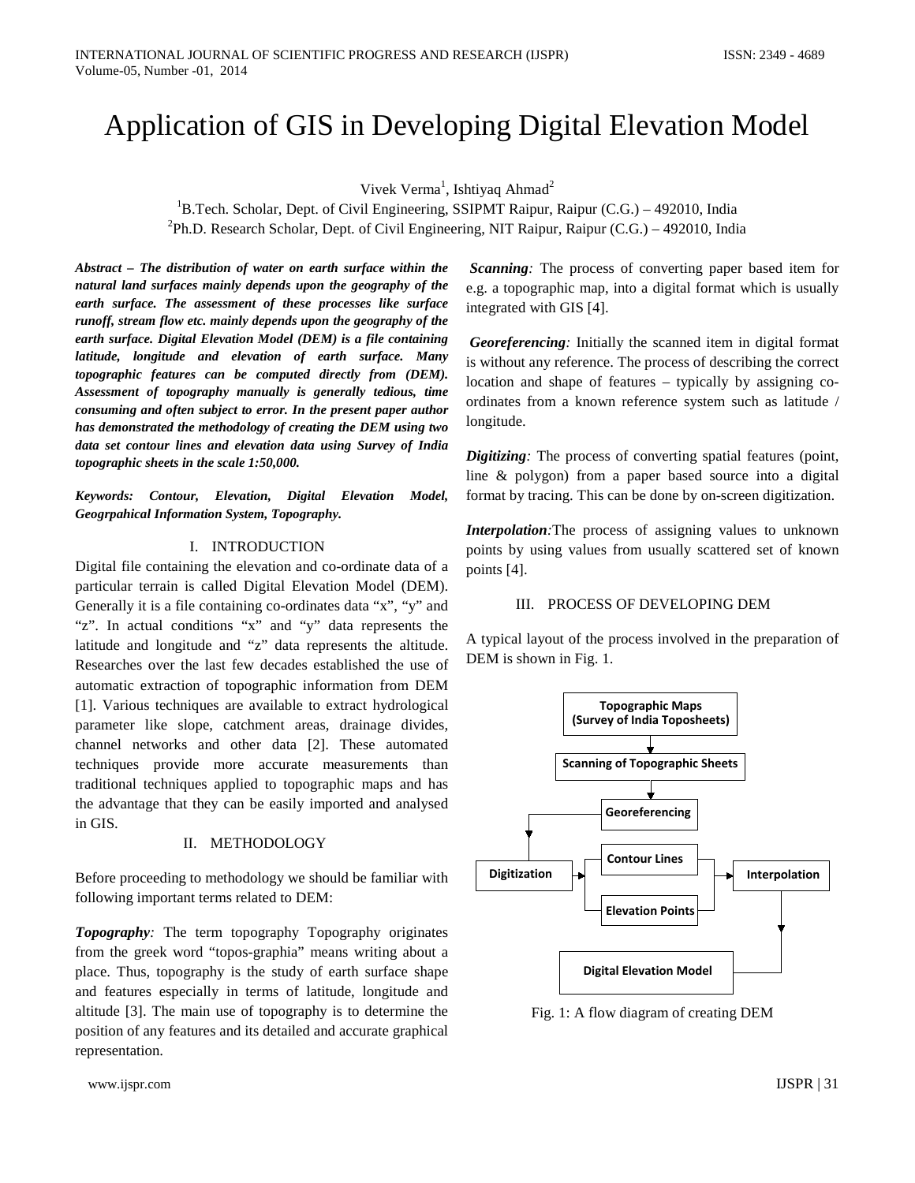# Application of GIS in Developing Digital Elevation Model

Vivek Verma[1], Ishtiyaq Ahmad[2]

[1]B.Tech. Scholar, Dept. of Civil Engineering, SSIPMT Raipur, Raipur (C.G.) – 492010, India

[2]Ph.D. Research Scholar, Dept. of Civil Engineering, NIT Raipur, Raipur (C.G.) – 492010, India

***Abstract – The distribution of water on earth surface within the natural land surfaces mainly depends upon the geography of the earth surface. The assessment of these processes like surface runoff, stream flow etc. mainly depends upon the geography of the earth surface. Digital Elevation Model (DEM) is a file containing latitude, longitude and elevation of earth surface. Many topographic features can be computed directly from (DEM). Assessment of topography manually is generally tedious, time consuming and often subject to error. In the present paper author has demonstrated the methodology of creating the DEM using two data set contour lines and elevation data using Survey of India topographic sheets in the scale 1:50,000.***

***Keywords: Contour, Elevation, Digital Elevation Model, Geogrpahical Information System, Topography.***

## I. INTRODUCTION

Digital file containing the elevation and co-ordinate data of a particular terrain is called Digital Elevation Model (DEM). Generally it is a file containing co-ordinates data "x", "y" and "z". In actual conditions "x" and "y" data represents the latitude and longitude and "z" data represents the altitude. Researches over the last few decades established the use of automatic extraction of topographic information from DEM [1]. Various techniques are available to extract hydrological parameter like slope, catchment areas, drainage divides, channel networks and other data [2]. These automated techniques provide more accurate measurements than traditional techniques applied to topographic maps and has the advantage that they can be easily imported and analysed in GIS.

## II. METHODOLOGY

Before proceeding to methodology we should be familiar with following important terms related to DEM:

***Topography****:* The term topography Topography originates from the greek word "topos-graphia" means writing about a place. Thus, topography is the study of earth surface shape and features especially in terms of latitude, longitude and altitude [3]. The main use of topography is to determine the position of any features and its detailed and accurate graphical representation.

***Scanning****:* The process of converting paper based item for e.g. a topographic map, into a digital format which is usually integrated with GIS [4].

***Georeferencing****:* Initially the scanned item in digital format is without any reference. The process of describing the correct location and shape of features – typically by assigning co-ordinates from a known reference system such as latitude / longitude.

***Digitizing****:* The process of converting spatial features (point, line & polygon) from a paper based source into a digital format by tracing. This can be done by on-screen digitization.

***Interpolation****:*The process of assigning values to unknown points by using values from usually scattered set of known points [4].

## III. PROCESS OF DEVELOPING DEM

A typical layout of the process involved in the preparation of DEM is shown in Fig. 1.

Topographic Maps (Survey of India Toposheets) → Scanning of Topographic Sheets → Georeferencing → Digitization → Contour Lines / Elevation Points → Interpolation → Digital Elevation Model

Fig. 1: A flow diagram of creating DEM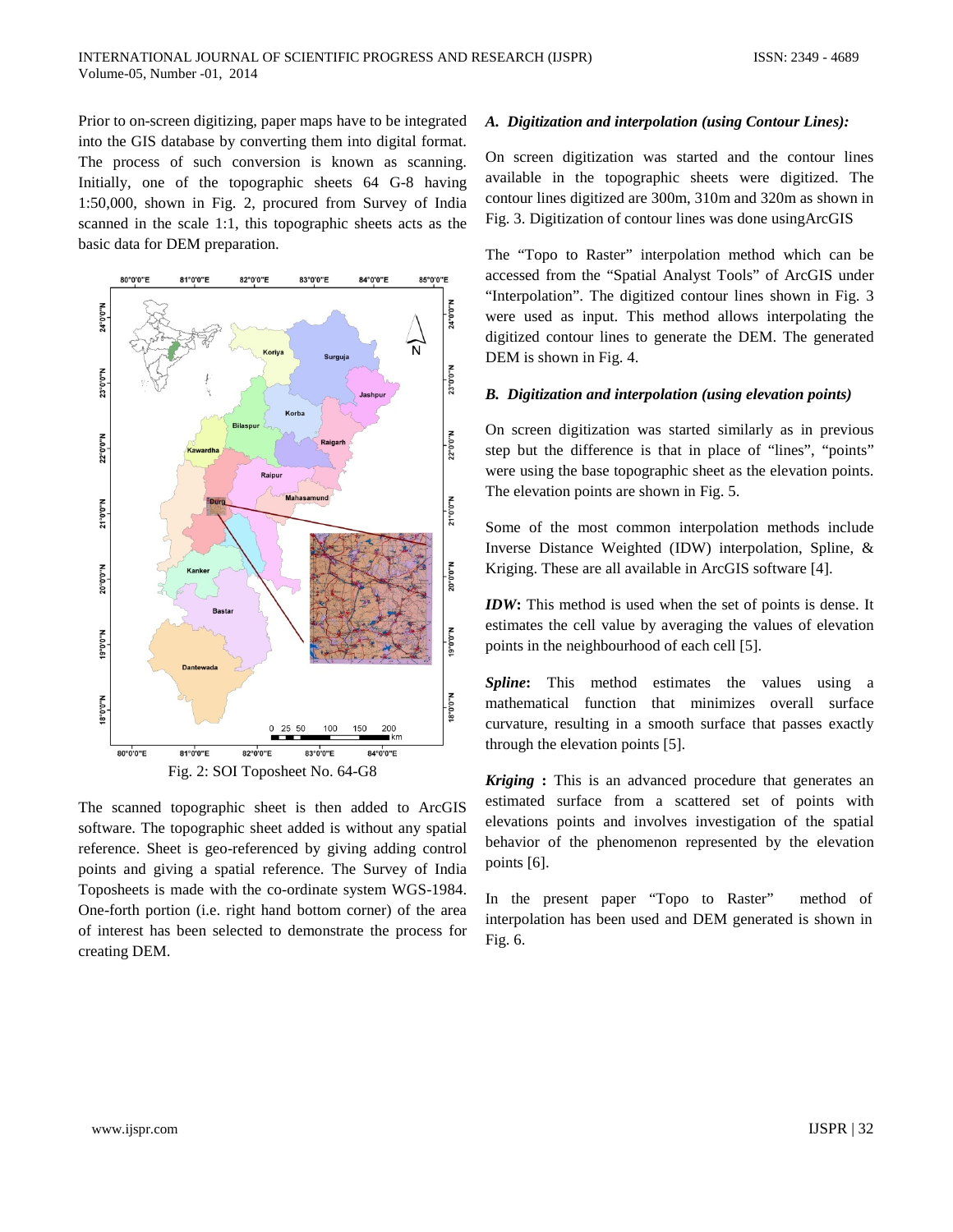Prior to on-screen digitizing, paper maps have to be integrated into the GIS database by converting them into digital format. The process of such conversion is known as scanning. Initially, one of the topographic sheets 64 G-8 having 1:50,000, shown in Fig. 2, procured from Survey of India scanned in the scale 1:1, this topographic sheets acts as the basic data for DEM preparation.

Fig. 2: SOI Toposheet No. 64-G8

The scanned topographic sheet is then added to ArcGIS software. The topographic sheet added is without any spatial reference. Sheet is geo-referenced by giving adding control points and giving a spatial reference. The Survey of India Toposheets is made with the co-ordinate system WGS-1984. One-forth portion (i.e. right hand bottom corner) of the area of interest has been selected to demonstrate the process for creating DEM.

### *A. Digitization and interpolation (using Contour Lines):*

On screen digitization was started and the contour lines available in the topographic sheets were digitized. The contour lines digitized are 300m, 310m and 320m as shown in Fig. 3. Digitization of contour lines was done usingArcGIS

The "Topo to Raster" interpolation method which can be accessed from the "Spatial Analyst Tools" of ArcGIS under "Interpolation". The digitized contour lines shown in Fig. 3 were used as input. This method allows interpolating the digitized contour lines to generate the DEM. The generated DEM is shown in Fig. 4.

### *B. Digitization and interpolation (using elevation points)*

On screen digitization was started similarly as in previous step but the difference is that in place of "lines", "points" were using the base topographic sheet as the elevation points. The elevation points are shown in Fig. 5.

Some of the most common interpolation methods include Inverse Distance Weighted (IDW) interpolation, Spline, & Kriging. These are all available in ArcGIS software [4].

***IDW*****:** This method is used when the set of points is dense. It estimates the cell value by averaging the values of elevation points in the neighbourhood of each cell [5].

***Spline*****:** This method estimates the values using a mathematical function that minimizes overall surface curvature, resulting in a smooth surface that passes exactly through the elevation points [5].

***Kriging*** **:** This is an advanced procedure that generates an estimated surface from a scattered set of points with elevations points and involves investigation of the spatial behavior of the phenomenon represented by the elevation points [6].

In the present paper "Topo to Raster" method of interpolation has been used and DEM generated is shown in Fig. 6.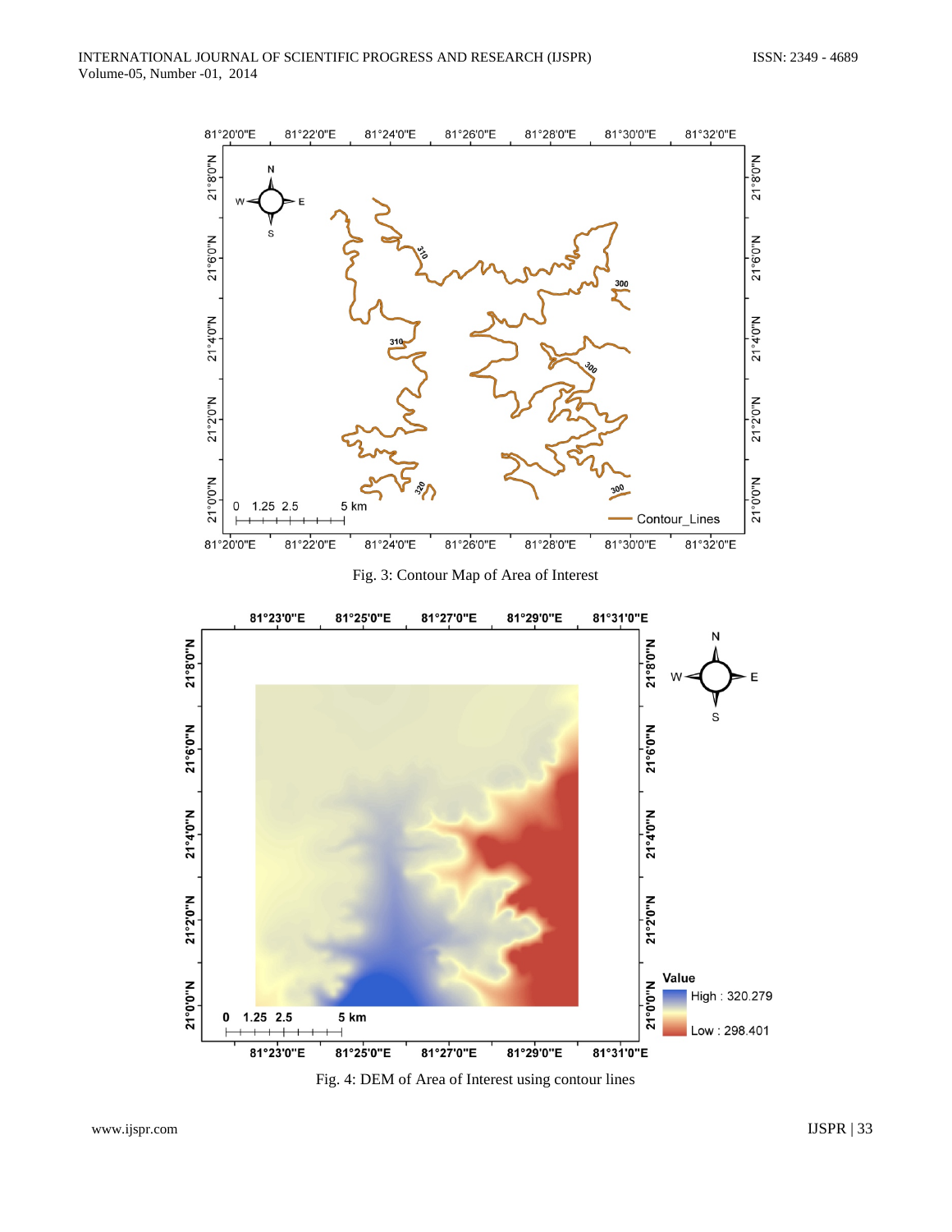Fig. 3: Contour Map of Area of Interest

Fig. 4: DEM of Area of Interest using contour lines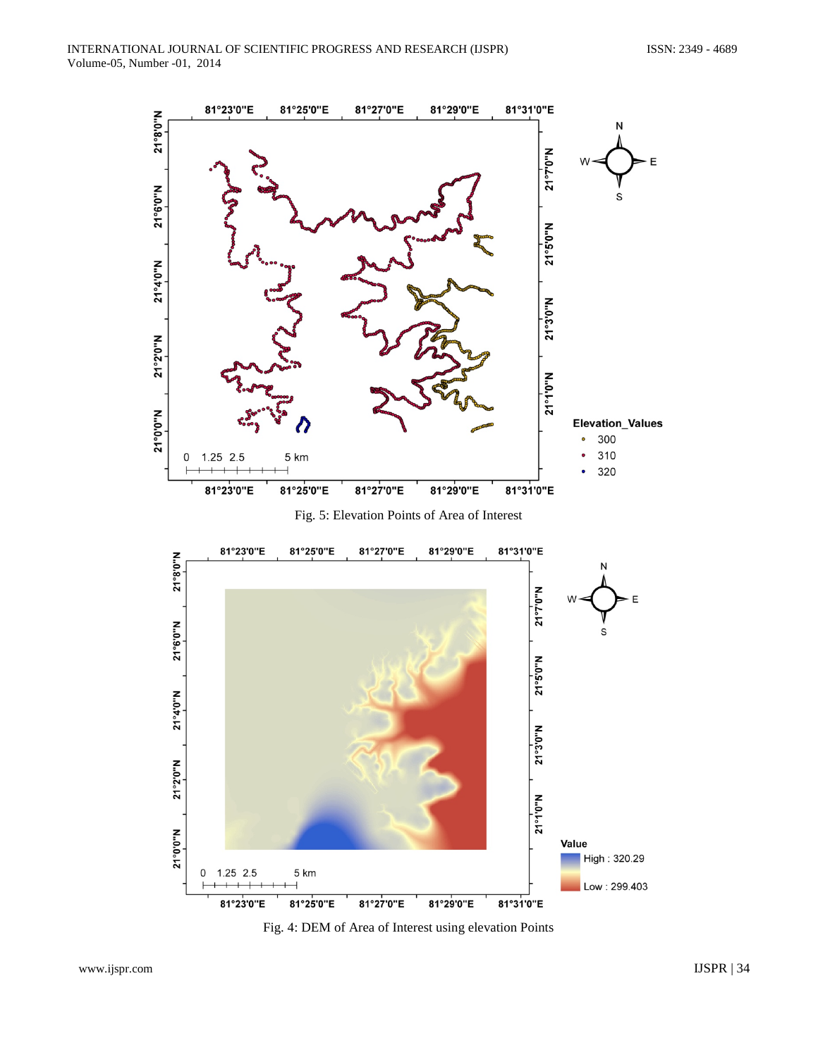Fig. 5: Elevation Points of Area of Interest

Fig. 4: DEM of Area of Interest using elevation Points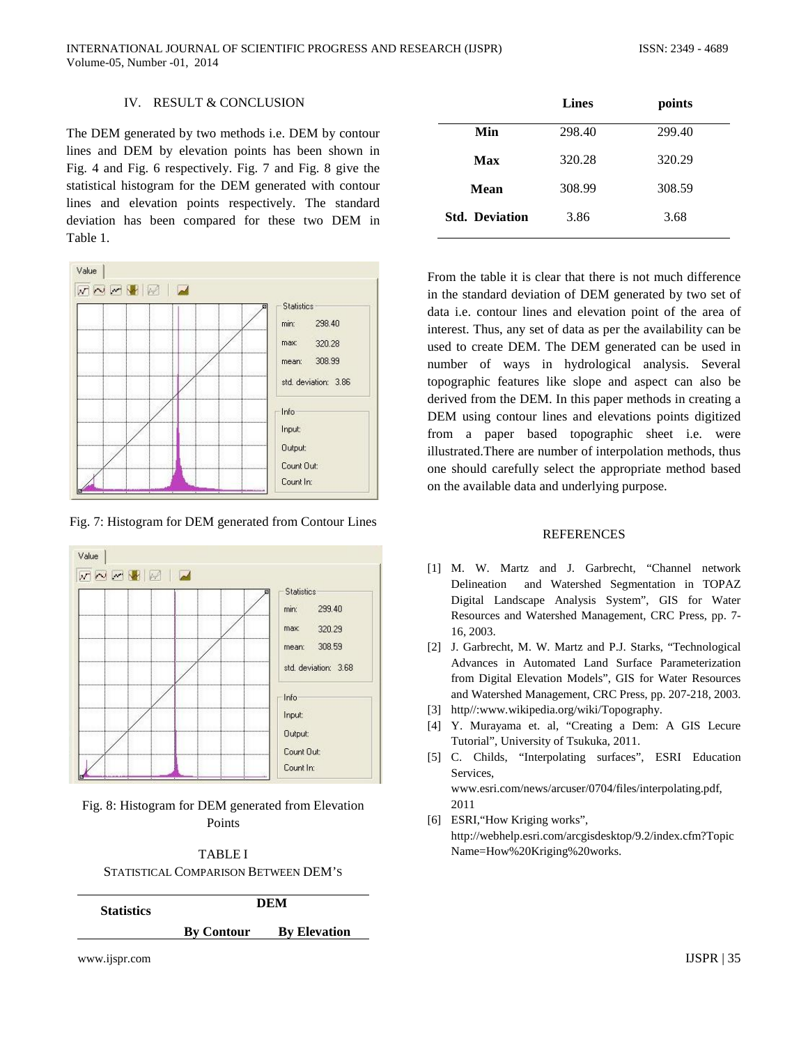## IV. RESULT & CONCLUSION

The DEM generated by two methods i.e. DEM by contour lines and DEM by elevation points has been shown in Fig. 4 and Fig. 6 respectively. Fig. 7 and Fig. 8 give the statistical histogram for the DEM generated with contour lines and elevation points respectively. The standard deviation has been compared for these two DEM in Table 1.

Value

Statistics
min: 298.40
max: 320.28
mean: 308.99
std. deviation: 3.86

Info
Input:
Output:
Count Out:
Count In:

Fig. 7: Histogram for DEM generated from Contour Lines

Value

Statistics
min: 299.40
max: 320.29
mean: 308.59
std. deviation: 3.68

Info
Input:
Output:
Count Out:
Count In:

Fig. 8: Histogram for DEM generated from Elevation Points

TABLE I
STATISTICAL COMPARISON BETWEEN DEM'S

| Statistics | DEM | |
|---|---|---|
| | By Contour Lines | By Elevation points |
| Min | 298.40 | 299.40 |
| Max | 320.28 | 320.29 |
| Mean | 308.99 | 308.59 |
| Std. Deviation | 3.86 | 3.68 |

From the table it is clear that there is not much difference in the standard deviation of DEM generated by two set of data i.e. contour lines and elevation point of the area of interest. Thus, any set of data as per the availability can be used to create DEM. The DEM generated can be used in number of ways in hydrological analysis. Several topographic features like slope and aspect can also be derived from the DEM. In this paper methods in creating a DEM using contour lines and elevations points digitized from a paper based topographic sheet i.e. were illustrated.There are number of interpolation methods, thus one should carefully select the appropriate method based on the available data and underlying purpose.

## REFERENCES

[1] M. W. Martz and J. Garbrecht, "Channel network Delineation and Watershed Segmentation in TOPAZ Digital Landscape Analysis System", GIS for Water Resources and Watershed Management, CRC Press, pp. 7-16, 2003.

[2] J. Garbrecht, M. W. Martz and P.J. Starks, "Technological Advances in Automated Land Surface Parameterization from Digital Elevation Models", GIS for Water Resources and Watershed Management, CRC Press, pp. 207-218, 2003.

[3] http//:www.wikipedia.org/wiki/Topography.

[4] Y. Murayama et. al, "Creating a Dem: A GIS Lecure Tutorial", University of Tsukuda, 2011.

[5] C. Childs, "Interpolating surfaces", ESRI Education Services, www.esri.com/news/arcuser/0704/files/interpolating.pdf, 2011

[6] ESRI,"How Kriging works", http://webhelp.esri.com/arcgisdesktop/9.2/index.cfm?TopicName=How%20Kriging%20works.